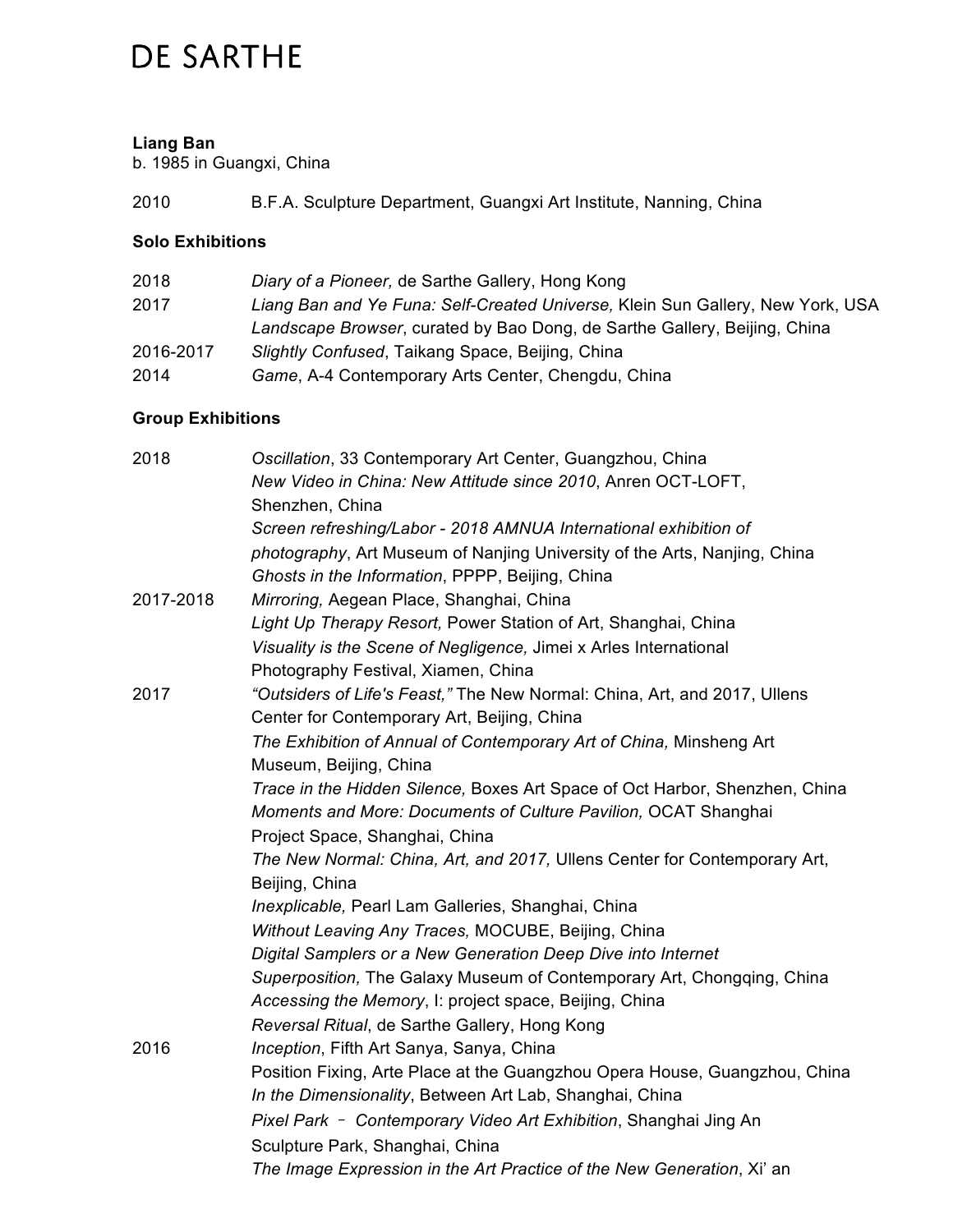# DE SARTHE

**Liang Ban**
b. 1985 in Guangxi, China

2010 B.F.A. Sculpture Department, Guangxi Art Institute, Nanning, China

**Solo Exhibitions**

| | |
|---|---|
| 2018 | *Diary of a Pioneer,* de Sarthe Gallery, Hong Kong |
| 2017 | *Liang Ban and Ye Funa: Self-Created Universe,* Klein Sun Gallery, New York, USA |
| | *Landscape Browser*, curated by Bao Dong, de Sarthe Gallery, Beijing, China |
| 2016-2017 | *Slightly Confused*, Taikang Space, Beijing, China |
| 2014 | *Game*, A-4 Contemporary Arts Center, Chengdu, China |

**Group Exhibitions**

| | |
|---|---|
| 2018 | *Oscillation*, 33 Contemporary Art Center, Guangzhou, China |
| | *New Video in China: New Attitude since 2010*, Anren OCT-LOFT, Shenzhen, China |
| | *Screen refreshing/Labor - 2018 AMNUA International exhibition of photography*, Art Museum of Nanjing University of the Arts, Nanjing, China |
| | *Ghosts in the Information*, PPPP, Beijing, China |
| 2017-2018 | *Mirroring,* Aegean Place, Shanghai, China |
| | *Light Up Therapy Resort,* Power Station of Art, Shanghai, China |
| | *Visuality is the Scene of Negligence,* Jimei x Arles International Photography Festival, Xiamen, China |
| 2017 | *"Outsiders of Life's Feast,"* The New Normal: China, Art, and 2017, Ullens Center for Contemporary Art, Beijing, China |
| | *The Exhibition of Annual of Contemporary Art of China,* Minsheng Art Museum, Beijing, China |
| | *Trace in the Hidden Silence,* Boxes Art Space of Oct Harbor, Shenzhen, China |
| | *Moments and More: Documents of Culture Pavilion,* OCAT Shanghai Project Space, Shanghai, China |
| | *The New Normal: China, Art, and 2017,* Ullens Center for Contemporary Art, Beijing, China |
| | *Inexplicable,* Pearl Lam Galleries, Shanghai, China |
| | *Without Leaving Any Traces,* MOCUBE, Beijing, China |
| | *Digital Samplers or a New Generation Deep Dive into Internet Superposition,* The Galaxy Museum of Contemporary Art, Chongqing, China |
| | *Accessing the Memory*, I: project space, Beijing, China |
| | *Reversal Ritual*, de Sarthe Gallery, Hong Kong |
| 2016 | *Inception*, Fifth Art Sanya, Sanya, China |
| | Position Fixing, Arte Place at the Guangzhou Opera House, Guangzhou, China |
| | *In the Dimensionality*, Between Art Lab, Shanghai, China |
| | *Pixel Park – Contemporary Video Art Exhibition*, Shanghai Jing An Sculpture Park, Shanghai, China |
| | *The Image Expression in the Art Practice of the New Generation*, Xi' an |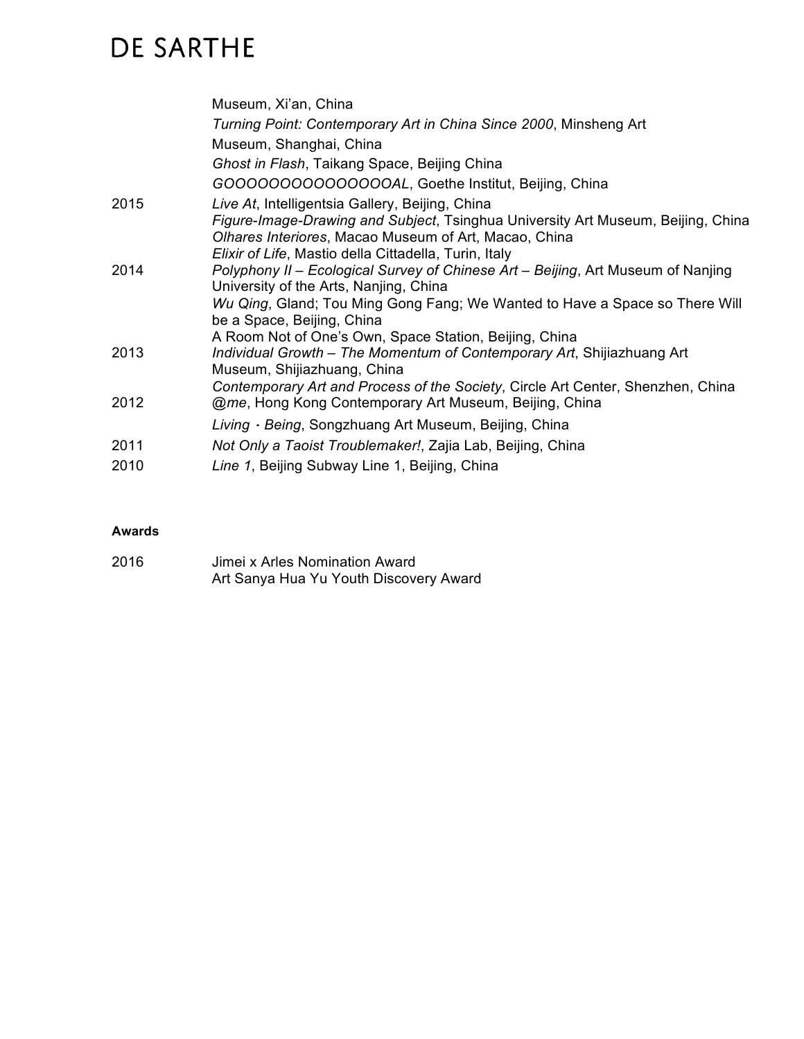| | |
|---|---|
| | Museum, Xi'an, China |
| | *Turning Point: Contemporary Art in China Since 2000*, Minsheng Art Museum, Shanghai, China |
| | *Ghost in Flash*, Taikang Space, Beijing China |
| | *GOOOOOOOOOOOOOOAL*, Goethe Institut, Beijing, China |
| 2015 | *Live At*, Intelligentsia Gallery, Beijing, China |
| | *Figure-Image-Drawing and Subject*, Tsinghua University Art Museum, Beijing, China |
| | *Olhares Interiores*, Macao Museum of Art, Macao, China |
| | *Elixir of Life*, Mastio della Cittadella, Turin, Italy |
| 2014 | *Polyphony II – Ecological Survey of Chinese Art – Beijing*, Art Museum of Nanjing University of the Arts, Nanjing, China |
| | *Wu Qing*, Gland; Tou Ming Gong Fang; We Wanted to Have a Space so There Will be a Space, Beijing, China |
| | A Room Not of One's Own, Space Station, Beijing, China |
| 2013 | *Individual Growth – The Momentum of Contemporary Art*, Shijiazhuang Art Museum, Shijiazhuang, China |
| | *Contemporary Art and Process of the Society*, Circle Art Center, Shenzhen, China |
| 2012 | *@me*, Hong Kong Contemporary Art Museum, Beijing, China |
| | *Living · Being*, Songzhuang Art Museum, Beijing, China |
| 2011 | *Not Only a Taoist Troublemaker!*, Zajia Lab, Beijing, China |
| 2010 | *Line 1*, Beijing Subway Line 1, Beijing, China |

**Awards**

| | |
|---|---|
| 2016 | Jimei x Arles Nomination Award |
| | Art Sanya Hua Yu Youth Discovery Award |